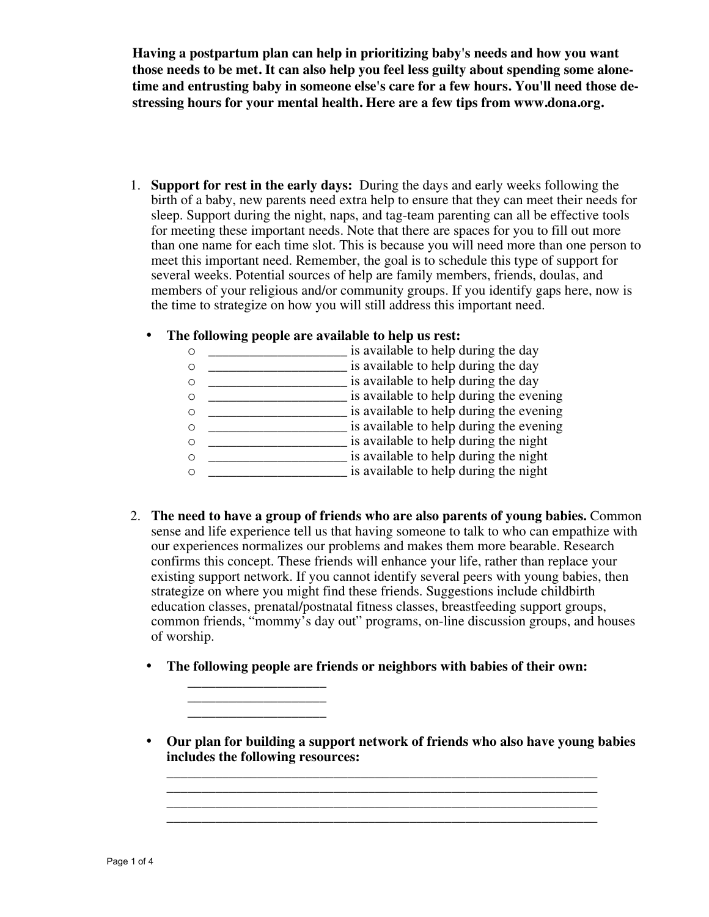**Having a postpartum plan can help in prioritizing baby's needs and how you want those needs to be met. It can also help you feel less guilty about spending some alone-time and entrusting baby in someone else's care for a few hours. You'll need those de-stressing hours for your mental health. Here are a few tips from www.dona.org.**

1. **Support for rest in the early days:** During the days and early weeks following the birth of a baby, new parents need extra help to ensure that they can meet their needs for sleep. Support during the night, naps, and tag-team parenting can all be effective tools for meeting these important needs. Note that there are spaces for you to fill out more than one name for each time slot. This is because you will need more than one person to meet this important need. Remember, the goal is to schedule this type of support for several weeks. Potential sources of help are family members, friends, doulas, and members of your religious and/or community groups. If you identify gaps here, now is the time to strategize on how you will still address this important need.

   - **The following people are available to help us rest:**
     - ____________________ is available to help during the day
     - ____________________ is available to help during the day
     - ____________________ is available to help during the day
     - ____________________ is available to help during the evening
     - ____________________ is available to help during the evening
     - ____________________ is available to help during the evening
     - ____________________ is available to help during the night
     - ____________________ is available to help during the night
     - ____________________ is available to help during the night

2. **The need to have a group of friends who are also parents of young babies.** Common sense and life experience tell us that having someone to talk to who can empathize with our experiences normalizes our problems and makes them more bearable. Research confirms this concept. These friends will enhance your life, rather than replace your existing support network. If you cannot identify several peers with young babies, then strategize on where you might find these friends. Suggestions include childbirth education classes, prenatal/postnatal fitness classes, breastfeeding support groups, common friends, "mommy's day out" programs, on-line discussion groups, and houses of worship.

   - **The following people are friends or neighbors with babies of their own:**

     ____________________
     ____________________
     ____________________

   - **Our plan for building a support network of friends who also have young babies includes the following resources:**

     ________________________________________________________________
     ________________________________________________________________
     ________________________________________________________________
     ________________________________________________________________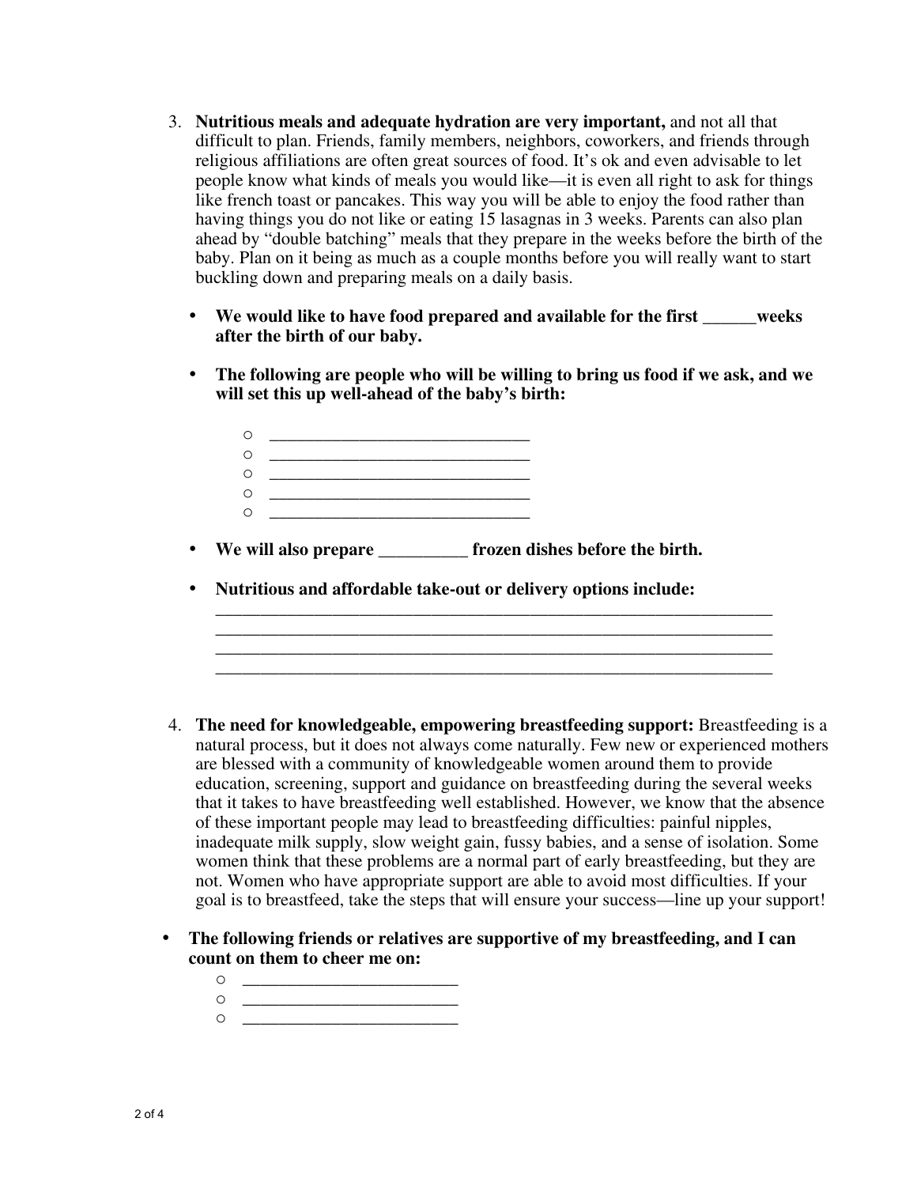3. **Nutritious meals and adequate hydration are very important,** and not all that difficult to plan. Friends, family members, neighbors, coworkers, and friends through religious affiliations are often great sources of food. It's ok and even advisable to let people know what kinds of meals you would like—it is even all right to ask for things like french toast or pancakes. This way you will be able to enjoy the food rather than having things you do not like or eating 15 lasagnas in 3 weeks. Parents can also plan ahead by "double batching" meals that they prepare in the weeks before the birth of the baby. Plan on it being as much as a couple months before you will really want to start buckling down and preparing meals on a daily basis.

   - **We would like to have food prepared and available for the first ______weeks after the birth of our baby.**

   - **The following are people who will be willing to bring us food if we ask, and we will set this up well-ahead of the baby's birth:**

     - ______________________________
     - ______________________________
     - ______________________________
     - ______________________________
     - ______________________________

   - **We will also prepare __________ frozen dishes before the birth.**

   - **Nutritious and affordable take-out or delivery options include:**
     _________________________________________________________________
     _________________________________________________________________
     _________________________________________________________________
     _________________________________________________________________

4. **The need for knowledgeable, empowering breastfeeding support:** Breastfeeding is a natural process, but it does not always come naturally. Few new or experienced mothers are blessed with a community of knowledgeable women around them to provide education, screening, support and guidance on breastfeeding during the several weeks that it takes to have breastfeeding well established. However, we know that the absence of these important people may lead to breastfeeding difficulties: painful nipples, inadequate milk supply, slow weight gain, fussy babies, and a sense of isolation. Some women think that these problems are a normal part of early breastfeeding, but they are not. Women who have appropriate support are able to avoid most difficulties. If your goal is to breastfeed, take the steps that will ensure your success—line up your support!

- **The following friends or relatives are supportive of my breastfeeding, and I can count on them to cheer me on:**
  - _________________________
  - _________________________
  - _________________________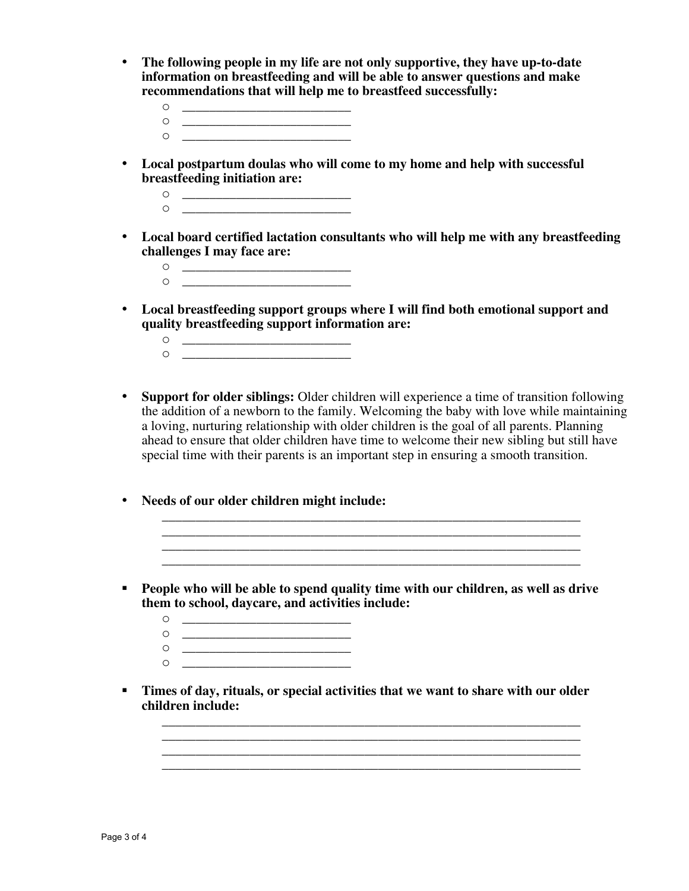- **The following people in my life are not only supportive, they have up-to-date information on breastfeeding and will be able to answer questions and make recommendations that will help me to breastfeed successfully:**
  - ___________________________
  - ___________________________
  - ___________________________

- **Local postpartum doulas who will come to my home and help with successful breastfeeding initiation are:**
  - ___________________________
  - ___________________________

- **Local board certified lactation consultants who will help me with any breastfeeding challenges I may face are:**
  - ___________________________
  - ___________________________

- **Local breastfeeding support groups where I will find both emotional support and quality breastfeeding support information are:**
  - ___________________________
  - ___________________________

- **Support for older siblings:** Older children will experience a time of transition following the addition of a newborn to the family. Welcoming the baby with love while maintaining a loving, nurturing relationship with older children is the goal of all parents. Planning ahead to ensure that older children have time to welcome their new sibling but still have special time with their parents is an important step in ensuring a smooth transition.

- **Needs of our older children might include:**

  ___________________________________________________________________
  ___________________________________________________________________
  ___________________________________________________________________
  ___________________________________________________________________

- **People who will be able to spend quality time with our children, as well as drive them to school, daycare, and activities include:**
  - ___________________________
  - ___________________________
  - ___________________________
  - ___________________________

- **Times of day, rituals, or special activities that we want to share with our older children include:**

  ___________________________________________________________________
  ___________________________________________________________________
  ___________________________________________________________________
  ___________________________________________________________________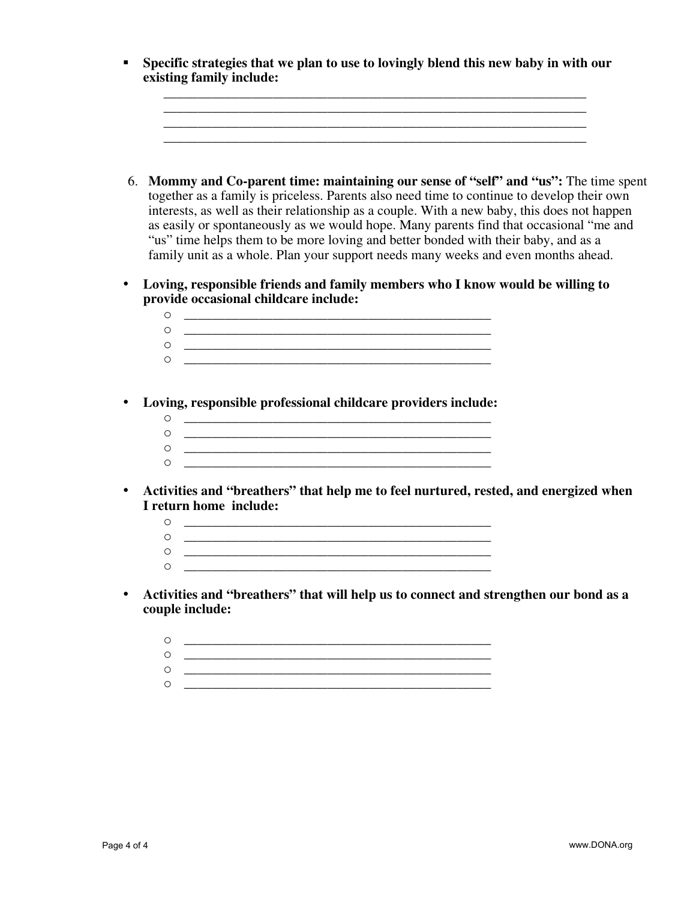- **Specific strategies that we plan to use to lovingly blend this new baby in with our existing family include:**

  ________________________________________________________________
  ________________________________________________________________
  ________________________________________________________________
  ________________________________________________________________

6. **Mommy and Co-parent time: maintaining our sense of "self" and "us":** The time spent together as a family is priceless. Parents also need time to continue to develop their own interests, as well as their relationship as a couple. With a new baby, this does not happen as easily or spontaneously as we would hope. Many parents find that occasional "me and "us" time helps them to be more loving and better bonded with their baby, and as a family unit as a whole. Plan your support needs many weeks and even months ahead.

- **Loving, responsible friends and family members who I know would be willing to provide occasional childcare include:**
  - ______________________________________________
  - ______________________________________________
  - ______________________________________________
  - ______________________________________________

- **Loving, responsible professional childcare providers include:**
  - ______________________________________________
  - ______________________________________________
  - ______________________________________________
  - ______________________________________________

- **Activities and "breathers" that help me to feel nurtured, rested, and energized when I return home include:**
  - ______________________________________________
  - ______________________________________________
  - ______________________________________________
  - ______________________________________________

- **Activities and "breathers" that will help us to connect and strengthen our bond as a couple include:**
  - ______________________________________________
  - ______________________________________________
  - ______________________________________________
  - ______________________________________________

www.DONA.org